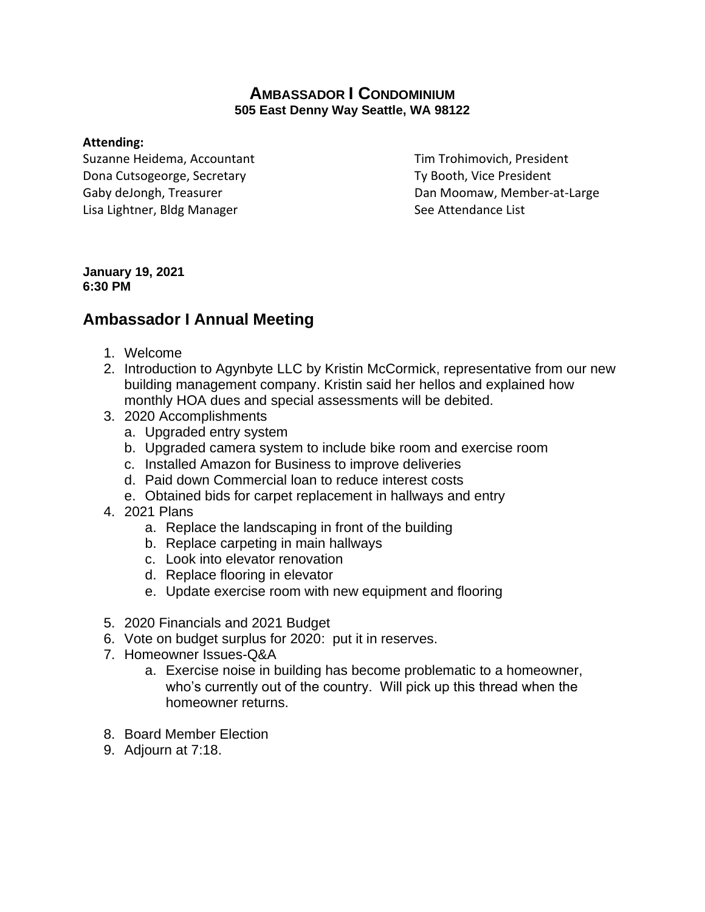# AMBASSADOR I CONDOMINIUM

**505 East Denny Way Seattle, WA 98122**

**Attending:**

Suzanne Heidema, Accountant
Dona Cutsogeorge, Secretary
Gaby deJongh, Treasurer
Lisa Lightner, Bldg Manager
Tim Trohimovich, President
Ty Booth, Vice President
Dan Moomaw, Member-at-Large
See Attendance List

**January 19, 2021**
**6:30 PM**

## Ambassador I Annual Meeting

1. Welcome
2. Introduction to Agynbyte LLC by Kristin McCormick, representative from our new building management company. Kristin said her hellos and explained how monthly HOA dues and special assessments will be debited.
3. 2020 Accomplishments
   a. Upgraded entry system
   b. Upgraded camera system to include bike room and exercise room
   c. Installed Amazon for Business to improve deliveries
   d. Paid down Commercial loan to reduce interest costs
   e. Obtained bids for carpet replacement in hallways and entry
4. 2021 Plans
   a. Replace the landscaping in front of the building
   b. Replace carpeting in main hallways
   c. Look into elevator renovation
   d. Replace flooring in elevator
   e. Update exercise room with new equipment and flooring
5. 2020 Financials and 2021 Budget
6. Vote on budget surplus for 2020: put it in reserves.
7. Homeowner Issues-Q&A
   a. Exercise noise in building has become problematic to a homeowner, who's currently out of the country. Will pick up this thread when the homeowner returns.
8. Board Member Election
9. Adjourn at 7:18.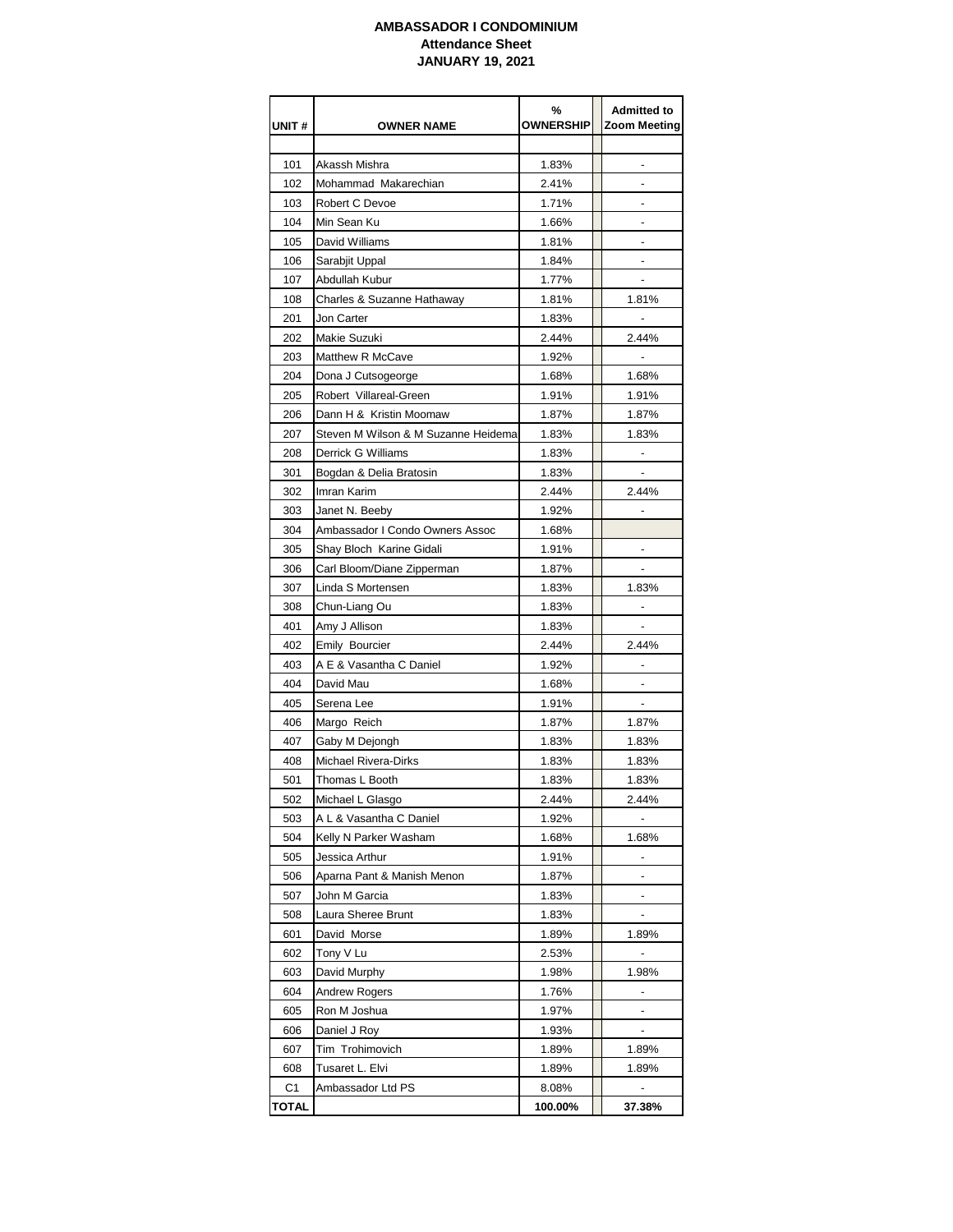**AMBASSADOR I CONDOMINIUM**
**Attendance Sheet**
**JANUARY 19, 2021**

| UNIT # | OWNER NAME | % OWNERSHIP | Admitted to Zoom Meeting |
|---|---|---|---|
| 101 | Akassh Mishra | 1.83% | - |
| 102 | Mohammad Makarechian | 2.41% | - |
| 103 | Robert C Devoe | 1.71% | - |
| 104 | Min Sean Ku | 1.66% | - |
| 105 | David Williams | 1.81% | - |
| 106 | Sarabjit Uppal | 1.84% | - |
| 107 | Abdullah Kubur | 1.77% | - |
| 108 | Charles & Suzanne Hathaway | 1.81% | 1.81% |
| 201 | Jon Carter | 1.83% | - |
| 202 | Makie Suzuki | 2.44% | 2.44% |
| 203 | Matthew R McCave | 1.92% | - |
| 204 | Dona J Cutsogeorge | 1.68% | 1.68% |
| 205 | Robert Villareal-Green | 1.91% | 1.91% |
| 206 | Dann H & Kristin Moomaw | 1.87% | 1.87% |
| 207 | Steven M Wilson & M Suzanne Heidema | 1.83% | 1.83% |
| 208 | Derrick G Williams | 1.83% | - |
| 301 | Bogdan & Delia Bratosin | 1.83% | - |
| 302 | Imran Karim | 2.44% | 2.44% |
| 303 | Janet N. Beeby | 1.92% | - |
| 304 | Ambassador I Condo Owners Assoc | 1.68% | |
| 305 | Shay Bloch Karine Gidali | 1.91% | - |
| 306 | Carl Bloom/Diane Zipperman | 1.87% | - |
| 307 | Linda S Mortensen | 1.83% | 1.83% |
| 308 | Chun-Liang Ou | 1.83% | - |
| 401 | Amy J Allison | 1.83% | - |
| 402 | Emily Bourcier | 2.44% | 2.44% |
| 403 | A E & Vasantha C Daniel | 1.92% | - |
| 404 | David Mau | 1.68% | - |
| 405 | Serena Lee | 1.91% | - |
| 406 | Margo Reich | 1.87% | 1.87% |
| 407 | Gaby M Dejongh | 1.83% | 1.83% |
| 408 | Michael Rivera-Dirks | 1.83% | 1.83% |
| 501 | Thomas L Booth | 1.83% | 1.83% |
| 502 | Michael L Glasgo | 2.44% | 2.44% |
| 503 | A L & Vasantha C Daniel | 1.92% | - |
| 504 | Kelly N Parker Washam | 1.68% | 1.68% |
| 505 | Jessica Arthur | 1.91% | - |
| 506 | Aparna Pant & Manish Menon | 1.87% | - |
| 507 | John M Garcia | 1.83% | - |
| 508 | Laura Sheree Brunt | 1.83% | - |
| 601 | David Morse | 1.89% | 1.89% |
| 602 | Tony V Lu | 2.53% | - |
| 603 | David Murphy | 1.98% | 1.98% |
| 604 | Andrew Rogers | 1.76% | - |
| 605 | Ron M Joshua | 1.97% | - |
| 606 | Daniel J Roy | 1.93% | - |
| 607 | Tim Trohimovich | 1.89% | 1.89% |
| 608 | Tusaret L. Elvi | 1.89% | 1.89% |
| C1 | Ambassador Ltd PS | 8.08% | - |
| **TOTAL** | | **100.00%** | **37.38%** |